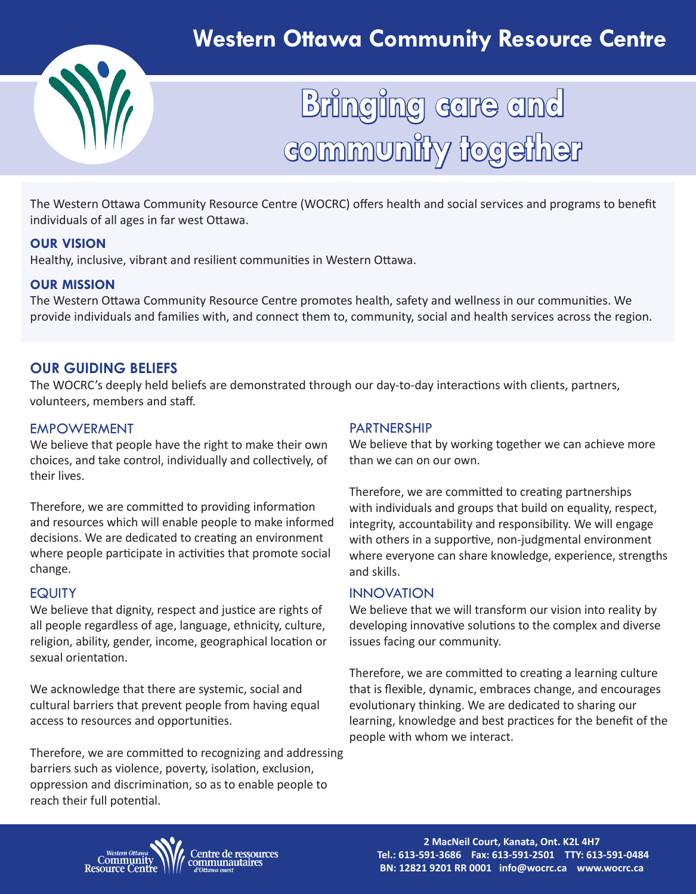# Western Ottawa Community Resource Centre

## Bringing care and community together

The Western Ottawa Community Resource Centre (WOCRC) offers health and social services and programs to benefit individuals of all ages in far west Ottawa.

### OUR VISION

Healthy, inclusive, vibrant and resilient communities in Western Ottawa.

### OUR MISSION

The Western Ottawa Community Resource Centre promotes health, safety and wellness in our communities. We provide individuals and families with, and connect them to, community, social and health services across the region.

### OUR GUIDING BELIEFS

The WOCRC's deeply held beliefs are demonstrated through our day-to-day interactions with clients, partners, volunteers, members and staff.

#### EMPOWERMENT

We believe that people have the right to make their own choices, and take control, individually and collectively, of their lives.

Therefore, we are committed to providing information and resources which will enable people to make informed decisions. We are dedicated to creating an environment where people participate in activities that promote social change.

#### EQUITY

We believe that dignity, respect and justice are rights of all people regardless of age, language, ethnicity, culture, religion, ability, gender, income, geographical location or sexual orientation.

We acknowledge that there are systemic, social and cultural barriers that prevent people from having equal access to resources and opportunities.

Therefore, we are committed to recognizing and addressing barriers such as violence, poverty, isolation, exclusion, oppression and discrimination, so as to enable people to reach their full potential.

#### PARTNERSHIP

We believe that by working together we can achieve more than we can on our own.

Therefore, we are committed to creating partnerships with individuals and groups that build on equality, respect, integrity, accountability and responsibility. We will engage with others in a supportive, non-judgmental environment where everyone can share knowledge, experience, strengths and skills.

#### INNOVATION

We believe that we will transform our vision into reality by developing innovative solutions to the complex and diverse issues facing our community.

Therefore, we are committed to creating a learning culture that is flexible, dynamic, embraces change, and encourages evolutionary thinking. We are dedicated to sharing our learning, knowledge and best practices for the benefit of the people with whom we interact.

Western Ottawa Community Resource Centre | Centre de ressources communautaires d'Ottawa ouest

**2 MacNeil Court, Kanata, Ont. K2L 4H7**
**Tel.: 613-591-3686 Fax: 613-591-2501 TTY: 613-591-0484**
**BN: 12821 9201 RR 0001 info@wocrc.ca www.wocrc.ca**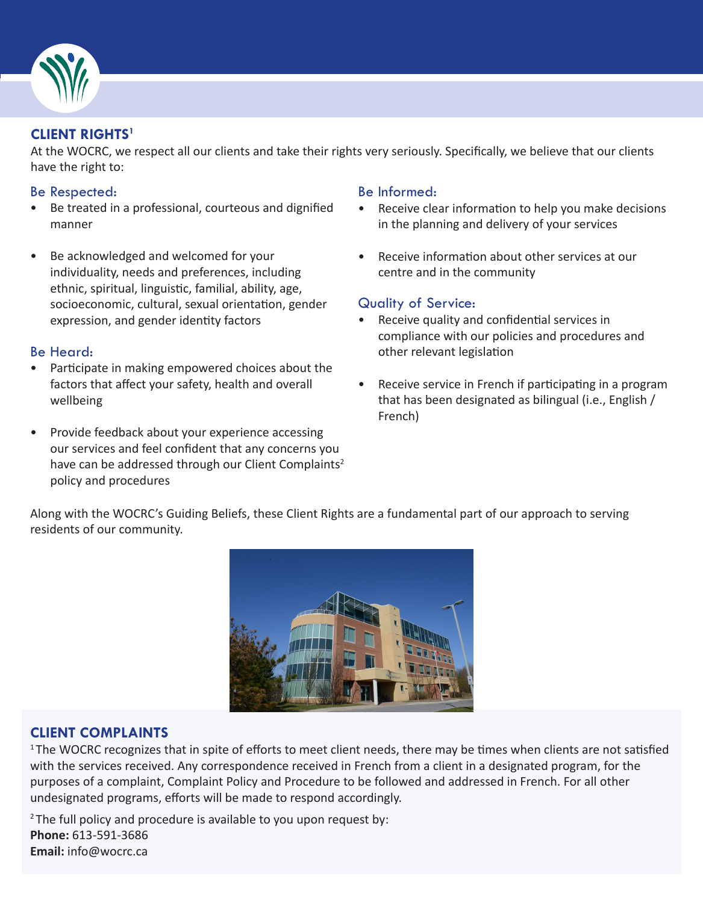## CLIENT RIGHTS[1]

At the WOCRC, we respect all our clients and take their rights very seriously. Specifically, we believe that our clients have the right to:

### Be Respected:

- Be treated in a professional, courteous and dignified manner
- Be acknowledged and welcomed for your individuality, needs and preferences, including ethnic, spiritual, linguistic, familial, ability, age, socioeconomic, cultural, sexual orientation, gender expression, and gender identity factors

### Be Heard:

- Participate in making empowered choices about the factors that affect your safety, health and overall wellbeing
- Provide feedback about your experience accessing our services and feel confident that any concerns you have can be addressed through our Client Complaints[2] policy and procedures

### Be Informed:

- Receive clear information to help you make decisions in the planning and delivery of your services
- Receive information about other services at our centre and in the community

### Quality of Service:

- Receive quality and confidential services in compliance with our policies and procedures and other relevant legislation
- Receive service in French if participating in a program that has been designated as bilingual (i.e., English / French)

Along with the WOCRC's Guiding Beliefs, these Client Rights are a fundamental part of our approach to serving residents of our community.

## CLIENT COMPLAINTS

[1] The WOCRC recognizes that in spite of efforts to meet client needs, there may be times when clients are not satisfied with the services received. Any correspondence received in French from a client in a designated program, for the purposes of a complaint, Complaint Policy and Procedure to be followed and addressed in French. For all other undesignated programs, efforts will be made to respond accordingly.

[2] The full policy and procedure is available to you upon request by:
**Phone:** 613-591-3686
**Email:** info@wocrc.ca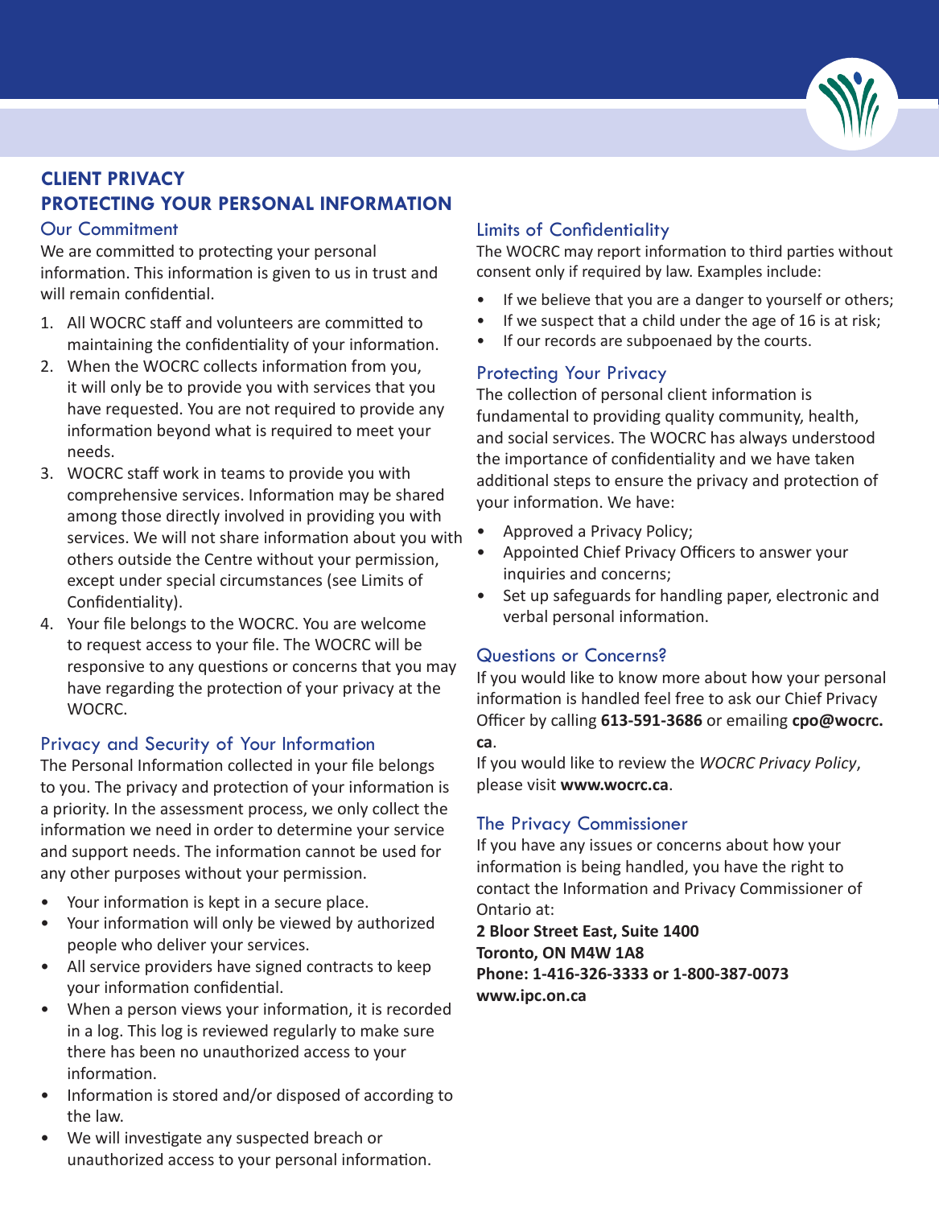# CLIENT PRIVACY
# PROTECTING YOUR PERSONAL INFORMATION

## Our Commitment

We are committed to protecting your personal information. This information is given to us in trust and will remain confidential.

1. All WOCRC staff and volunteers are committed to maintaining the confidentiality of your information.
2. When the WOCRC collects information from you, it will only be to provide you with services that you have requested. You are not required to provide any information beyond what is required to meet your needs.
3. WOCRC staff work in teams to provide you with comprehensive services. Information may be shared among those directly involved in providing you with services. We will not share information about you with others outside the Centre without your permission, except under special circumstances (see Limits of Confidentiality).
4. Your file belongs to the WOCRC. You are welcome to request access to your file. The WOCRC will be responsive to any questions or concerns that you may have regarding the protection of your privacy at the WOCRC.

## Privacy and Security of Your Information

The Personal Information collected in your file belongs to you. The privacy and protection of your information is a priority. In the assessment process, we only collect the information we need in order to determine your service and support needs. The information cannot be used for any other purposes without your permission.

- Your information is kept in a secure place.
- Your information will only be viewed by authorized people who deliver your services.
- All service providers have signed contracts to keep your information confidential.
- When a person views your information, it is recorded in a log. This log is reviewed regularly to make sure there has been no unauthorized access to your information.
- Information is stored and/or disposed of according to the law.
- We will investigate any suspected breach or unauthorized access to your personal information.

## Limits of Confidentiality

The WOCRC may report information to third parties without consent only if required by law. Examples include:

- If we believe that you are a danger to yourself or others;
- If we suspect that a child under the age of 16 is at risk;
- If our records are subpoenaed by the courts.

## Protecting Your Privacy

The collection of personal client information is fundamental to providing quality community, health, and social services. The WOCRC has always understood the importance of confidentiality and we have taken additional steps to ensure the privacy and protection of your information. We have:

- Approved a Privacy Policy;
- Appointed Chief Privacy Officers to answer your inquiries and concerns;
- Set up safeguards for handling paper, electronic and verbal personal information.

## Questions or Concerns?

If you would like to know more about how your personal information is handled feel free to ask our Chief Privacy Officer by calling **613-591-3686** or emailing **cpo@wocrc.ca**.

If you would like to review the *WOCRC Privacy Policy*, please visit **www.wocrc.ca**.

## The Privacy Commissioner

If you have any issues or concerns about how your information is being handled, you have the right to contact the Information and Privacy Commissioner of Ontario at:

**2 Bloor Street East, Suite 1400**
**Toronto, ON M4W 1A8**
**Phone: 1-416-326-3333 or 1-800-387-0073**
**www.ipc.on.ca**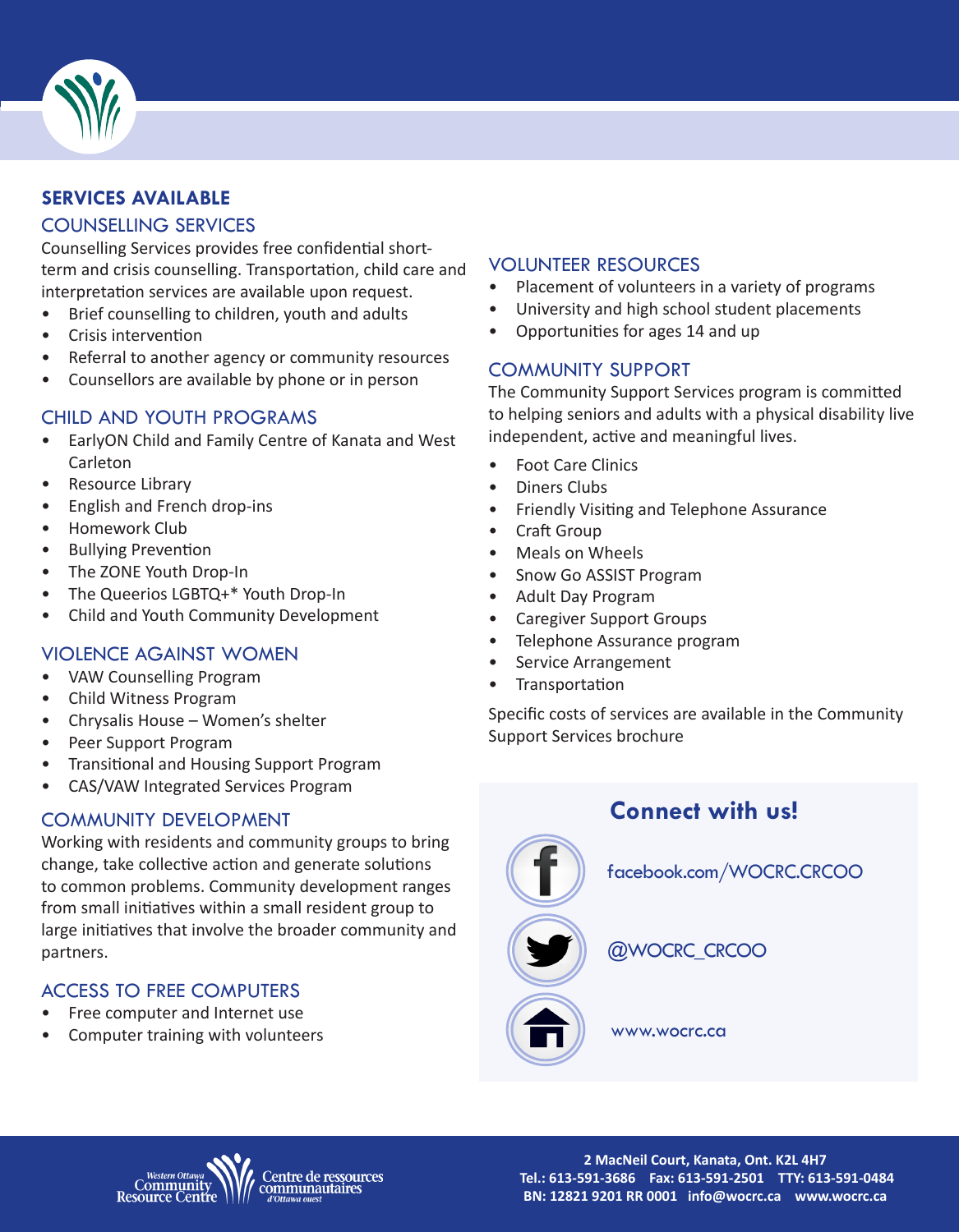## SERVICES AVAILABLE

### COUNSELLING SERVICES

Counselling Services provides free confidential short-term and crisis counselling. Transportation, child care and interpretation services are available upon request.

- Brief counselling to children, youth and adults
- Crisis intervention
- Referral to another agency or community resources
- Counsellors are available by phone or in person

### CHILD AND YOUTH PROGRAMS

- EarlyON Child and Family Centre of Kanata and West Carleton
- Resource Library
- English and French drop-ins
- Homework Club
- Bullying Prevention
- The ZONE Youth Drop-In
- The Queerios LGBTQ+* Youth Drop-In
- Child and Youth Community Development

### VIOLENCE AGAINST WOMEN

- VAW Counselling Program
- Child Witness Program
- Chrysalis House – Women's shelter
- Peer Support Program
- Transitional and Housing Support Program
- CAS/VAW Integrated Services Program

### COMMUNITY DEVELOPMENT

Working with residents and community groups to bring change, take collective action and generate solutions to common problems. Community development ranges from small initiatives within a small resident group to large initiatives that involve the broader community and partners.

### ACCESS TO FREE COMPUTERS

- Free computer and Internet use
- Computer training with volunteers

### VOLUNTEER RESOURCES

- Placement of volunteers in a variety of programs
- University and high school student placements
- Opportunities for ages 14 and up

### COMMUNITY SUPPORT

The Community Support Services program is committed to helping seniors and adults with a physical disability live independent, active and meaningful lives.

- Foot Care Clinics
- Diners Clubs
- Friendly Visiting and Telephone Assurance
- Craft Group
- Meals on Wheels
- Snow Go ASSIST Program
- Adult Day Program
- Caregiver Support Groups
- Telephone Assurance program
- Service Arrangement
- Transportation

Specific costs of services are available in the Community Support Services brochure

## Connect with us!

facebook.com/WOCRC.CRCOO

@WOCRC_CRCOO

www.wocrc.ca

Western Ottawa Community Resource Centre | Centre de ressources communautaires d'Ottawa ouest

**2 MacNeil Court, Kanata, Ont. K2L 4H7**
**Tel.: 613-591-3686 Fax: 613-591-2501 TTY: 613-591-0484**
**BN: 12821 9201 RR 0001 info@wocrc.ca www.wocrc.ca**